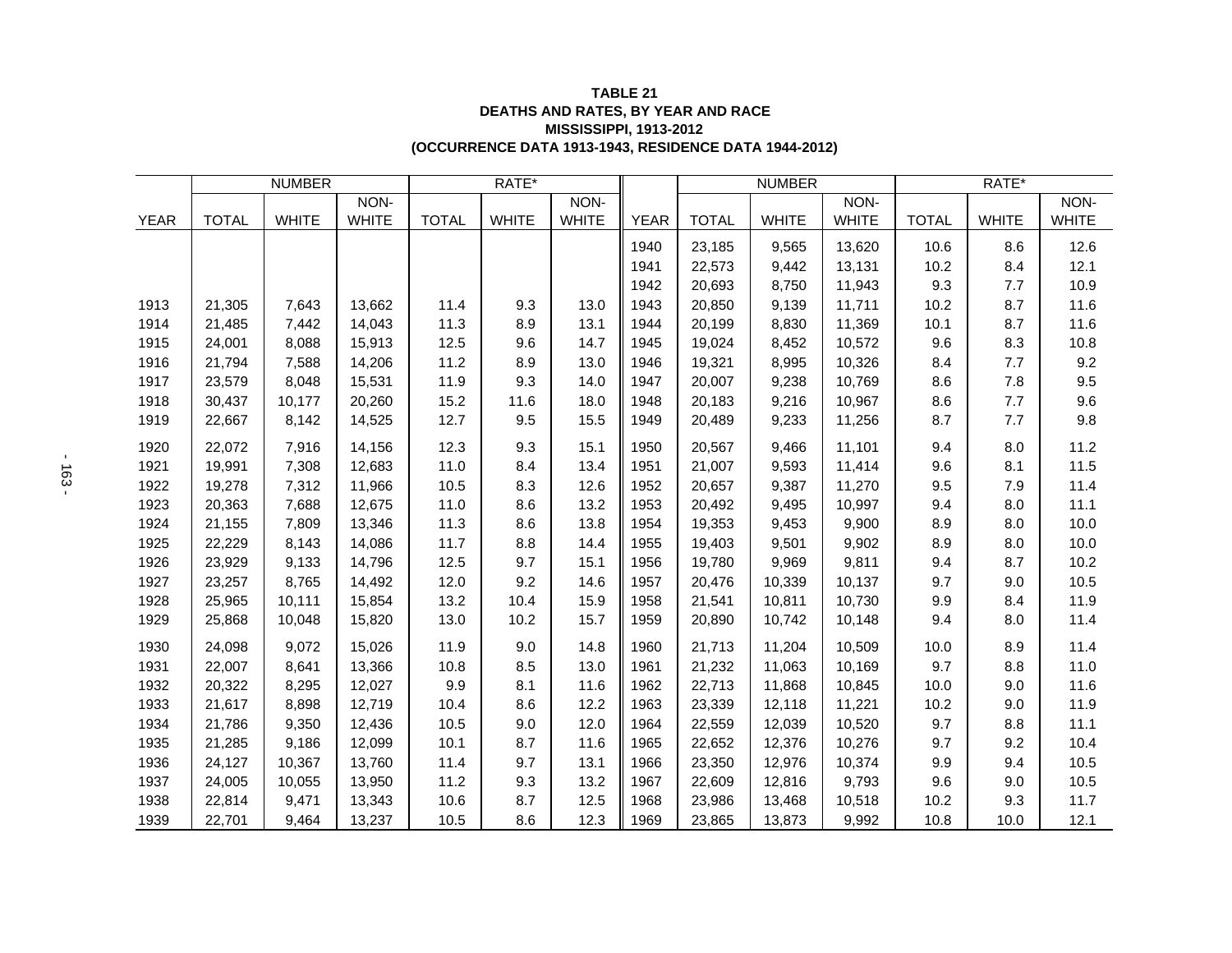**TABLE 21**
**DEATHS AND RATES, BY YEAR AND RACE**
**MISSISSIPPI, 1913-2012**
**(OCCURRENCE DATA 1913-1943, RESIDENCE DATA 1944-2012)**

| | NUMBER | | | RATE* | | | | NUMBER | | | RATE* | | |
|---|---|---|---|---|---|---|---|---|---|---|---|---|---|
| YEAR | TOTAL | WHITE | NON-WHITE | TOTAL | WHITE | NON-WHITE | YEAR | TOTAL | WHITE | NON-WHITE | TOTAL | WHITE | NON-WHITE |
| | | | | | | | 1940 | 23,185 | 9,565 | 13,620 | 10.6 | 8.6 | 12.6 |
| | | | | | | | 1941 | 22,573 | 9,442 | 13,131 | 10.2 | 8.4 | 12.1 |
| | | | | | | | 1942 | 20,693 | 8,750 | 11,943 | 9.3 | 7.7 | 10.9 |
| 1913 | 21,305 | 7,643 | 13,662 | 11.4 | 9.3 | 13.0 | 1943 | 20,850 | 9,139 | 11,711 | 10.2 | 8.7 | 11.6 |
| 1914 | 21,485 | 7,442 | 14,043 | 11.3 | 8.9 | 13.1 | 1944 | 20,199 | 8,830 | 11,369 | 10.1 | 8.7 | 11.6 |
| 1915 | 24,001 | 8,088 | 15,913 | 12.5 | 9.6 | 14.7 | 1945 | 19,024 | 8,452 | 10,572 | 9.6 | 8.3 | 10.8 |
| 1916 | 21,794 | 7,588 | 14,206 | 11.2 | 8.9 | 13.0 | 1946 | 19,321 | 8,995 | 10,326 | 8.4 | 7.7 | 9.2 |
| 1917 | 23,579 | 8,048 | 15,531 | 11.9 | 9.3 | 14.0 | 1947 | 20,007 | 9,238 | 10,769 | 8.6 | 7.8 | 9.5 |
| 1918 | 30,437 | 10,177 | 20,260 | 15.2 | 11.6 | 18.0 | 1948 | 20,183 | 9,216 | 10,967 | 8.6 | 7.7 | 9.6 |
| 1919 | 22,667 | 8,142 | 14,525 | 12.7 | 9.5 | 15.5 | 1949 | 20,489 | 9,233 | 11,256 | 8.7 | 7.7 | 9.8 |
| 1920 | 22,072 | 7,916 | 14,156 | 12.3 | 9.3 | 15.1 | 1950 | 20,567 | 9,466 | 11,101 | 9.4 | 8.0 | 11.2 |
| 1921 | 19,991 | 7,308 | 12,683 | 11.0 | 8.4 | 13.4 | 1951 | 21,007 | 9,593 | 11,414 | 9.6 | 8.1 | 11.5 |
| 1922 | 19,278 | 7,312 | 11,966 | 10.5 | 8.3 | 12.6 | 1952 | 20,657 | 9,387 | 11,270 | 9.5 | 7.9 | 11.4 |
| 1923 | 20,363 | 7,688 | 12,675 | 11.0 | 8.6 | 13.2 | 1953 | 20,492 | 9,495 | 10,997 | 9.4 | 8.0 | 11.1 |
| 1924 | 21,155 | 7,809 | 13,346 | 11.3 | 8.6 | 13.8 | 1954 | 19,353 | 9,453 | 9,900 | 8.9 | 8.0 | 10.0 |
| 1925 | 22,229 | 8,143 | 14,086 | 11.7 | 8.8 | 14.4 | 1955 | 19,403 | 9,501 | 9,902 | 8.9 | 8.0 | 10.0 |
| 1926 | 23,929 | 9,133 | 14,796 | 12.5 | 9.7 | 15.1 | 1956 | 19,780 | 9,969 | 9,811 | 9.4 | 8.7 | 10.2 |
| 1927 | 23,257 | 8,765 | 14,492 | 12.0 | 9.2 | 14.6 | 1957 | 20,476 | 10,339 | 10,137 | 9.7 | 9.0 | 10.5 |
| 1928 | 25,965 | 10,111 | 15,854 | 13.2 | 10.4 | 15.9 | 1958 | 21,541 | 10,811 | 10,730 | 9.9 | 8.4 | 11.9 |
| 1929 | 25,868 | 10,048 | 15,820 | 13.0 | 10.2 | 15.7 | 1959 | 20,890 | 10,742 | 10,148 | 9.4 | 8.0 | 11.4 |
| 1930 | 24,098 | 9,072 | 15,026 | 11.9 | 9.0 | 14.8 | 1960 | 21,713 | 11,204 | 10,509 | 10.0 | 8.9 | 11.4 |
| 1931 | 22,007 | 8,641 | 13,366 | 10.8 | 8.5 | 13.0 | 1961 | 21,232 | 11,063 | 10,169 | 9.7 | 8.8 | 11.0 |
| 1932 | 20,322 | 8,295 | 12,027 | 9.9 | 8.1 | 11.6 | 1962 | 22,713 | 11,868 | 10,845 | 10.0 | 9.0 | 11.6 |
| 1933 | 21,617 | 8,898 | 12,719 | 10.4 | 8.6 | 12.2 | 1963 | 23,339 | 12,118 | 11,221 | 10.2 | 9.0 | 11.9 |
| 1934 | 21,786 | 9,350 | 12,436 | 10.5 | 9.0 | 12.0 | 1964 | 22,559 | 12,039 | 10,520 | 9.7 | 8.8 | 11.1 |
| 1935 | 21,285 | 9,186 | 12,099 | 10.1 | 8.7 | 11.6 | 1965 | 22,652 | 12,376 | 10,276 | 9.7 | 9.2 | 10.4 |
| 1936 | 24,127 | 10,367 | 13,760 | 11.4 | 9.7 | 13.1 | 1966 | 23,350 | 12,976 | 10,374 | 9.9 | 9.4 | 10.5 |
| 1937 | 24,005 | 10,055 | 13,950 | 11.2 | 9.3 | 13.2 | 1967 | 22,609 | 12,816 | 9,793 | 9.6 | 9.0 | 10.5 |
| 1938 | 22,814 | 9,471 | 13,343 | 10.6 | 8.7 | 12.5 | 1968 | 23,986 | 13,468 | 10,518 | 10.2 | 9.3 | 11.7 |
| 1939 | 22,701 | 9,464 | 13,237 | 10.5 | 8.6 | 12.3 | 1969 | 23,865 | 13,873 | 9,992 | 10.8 | 10.0 | 12.1 |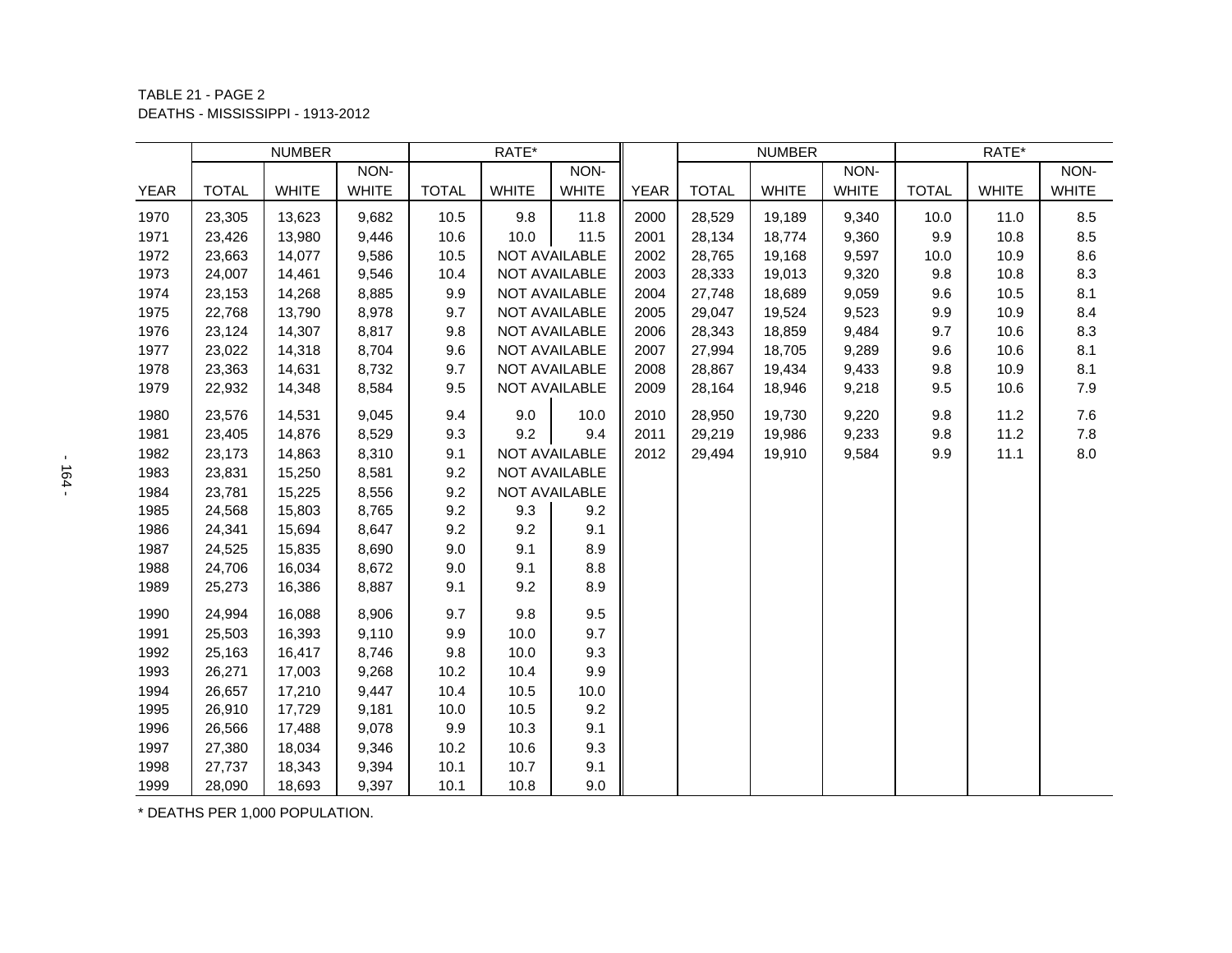TABLE 21 - PAGE 2
DEATHS - MISSISSIPPI - 1913-2012

| | NUMBER | | | RATE* | | | | NUMBER | | | RATE* | | |
|---|---|---|---|---|---|---|---|---|---|---|---|---|---|
| YEAR | TOTAL | WHITE | NON-WHITE | TOTAL | WHITE | NON-WHITE | YEAR | TOTAL | WHITE | NON-WHITE | TOTAL | WHITE | NON-WHITE |
| 1970 | 23,305 | 13,623 | 9,682 | 10.5 | 9.8 | 11.8 | 2000 | 28,529 | 19,189 | 9,340 | 10.0 | 11.0 | 8.5 |
| 1971 | 23,426 | 13,980 | 9,446 | 10.6 | 10.0 | 11.5 | 2001 | 28,134 | 18,774 | 9,360 | 9.9 | 10.8 | 8.5 |
| 1972 | 23,663 | 14,077 | 9,586 | 10.5 | NOT AVAILABLE | | 2002 | 28,765 | 19,168 | 9,597 | 10.0 | 10.9 | 8.6 |
| 1973 | 24,007 | 14,461 | 9,546 | 10.4 | NOT AVAILABLE | | 2003 | 28,333 | 19,013 | 9,320 | 9.8 | 10.8 | 8.3 |
| 1974 | 23,153 | 14,268 | 8,885 | 9.9 | NOT AVAILABLE | | 2004 | 27,748 | 18,689 | 9,059 | 9.6 | 10.5 | 8.1 |
| 1975 | 22,768 | 13,790 | 8,978 | 9.7 | NOT AVAILABLE | | 2005 | 29,047 | 19,524 | 9,523 | 9.9 | 10.9 | 8.4 |
| 1976 | 23,124 | 14,307 | 8,817 | 9.8 | NOT AVAILABLE | | 2006 | 28,343 | 18,859 | 9,484 | 9.7 | 10.6 | 8.3 |
| 1977 | 23,022 | 14,318 | 8,704 | 9.6 | NOT AVAILABLE | | 2007 | 27,994 | 18,705 | 9,289 | 9.6 | 10.6 | 8.1 |
| 1978 | 23,363 | 14,631 | 8,732 | 9.7 | NOT AVAILABLE | | 2008 | 28,867 | 19,434 | 9,433 | 9.8 | 10.9 | 8.1 |
| 1979 | 22,932 | 14,348 | 8,584 | 9.5 | NOT AVAILABLE | | 2009 | 28,164 | 18,946 | 9,218 | 9.5 | 10.6 | 7.9 |
| 1980 | 23,576 | 14,531 | 9,045 | 9.4 | 9.0 | 10.0 | 2010 | 28,950 | 19,730 | 9,220 | 9.8 | 11.2 | 7.6 |
| 1981 | 23,405 | 14,876 | 8,529 | 9.3 | 9.2 | 9.4 | 2011 | 29,219 | 19,986 | 9,233 | 9.8 | 11.2 | 7.8 |
| 1982 | 23,173 | 14,863 | 8,310 | 9.1 | NOT AVAILABLE | | 2012 | 29,494 | 19,910 | 9,584 | 9.9 | 11.1 | 8.0 |
| 1983 | 23,831 | 15,250 | 8,581 | 9.2 | NOT AVAILABLE | | | | | | | | |
| 1984 | 23,781 | 15,225 | 8,556 | 9.2 | NOT AVAILABLE | | | | | | | | |
| 1985 | 24,568 | 15,803 | 8,765 | 9.2 | 9.3 | 9.2 | | | | | | | |
| 1986 | 24,341 | 15,694 | 8,647 | 9.2 | 9.2 | 9.1 | | | | | | | |
| 1987 | 24,525 | 15,835 | 8,690 | 9.0 | 9.1 | 8.9 | | | | | | | |
| 1988 | 24,706 | 16,034 | 8,672 | 9.0 | 9.1 | 8.8 | | | | | | | |
| 1989 | 25,273 | 16,386 | 8,887 | 9.1 | 9.2 | 8.9 | | | | | | | |
| 1990 | 24,994 | 16,088 | 8,906 | 9.7 | 9.8 | 9.5 | | | | | | | |
| 1991 | 25,503 | 16,393 | 9,110 | 9.9 | 10.0 | 9.7 | | | | | | | |
| 1992 | 25,163 | 16,417 | 8,746 | 9.8 | 10.0 | 9.3 | | | | | | | |
| 1993 | 26,271 | 17,003 | 9,268 | 10.2 | 10.4 | 9.9 | | | | | | | |
| 1994 | 26,657 | 17,210 | 9,447 | 10.4 | 10.5 | 10.0 | | | | | | | |
| 1995 | 26,910 | 17,729 | 9,181 | 10.0 | 10.5 | 9.2 | | | | | | | |
| 1996 | 26,566 | 17,488 | 9,078 | 9.9 | 10.3 | 9.1 | | | | | | | |
| 1997 | 27,380 | 18,034 | 9,346 | 10.2 | 10.6 | 9.3 | | | | | | | |
| 1998 | 27,737 | 18,343 | 9,394 | 10.1 | 10.7 | 9.1 | | | | | | | |
| 1999 | 28,090 | 18,693 | 9,397 | 10.1 | 10.8 | 9.0 | | | | | | | |

* DEATHS PER 1,000 POPULATION.